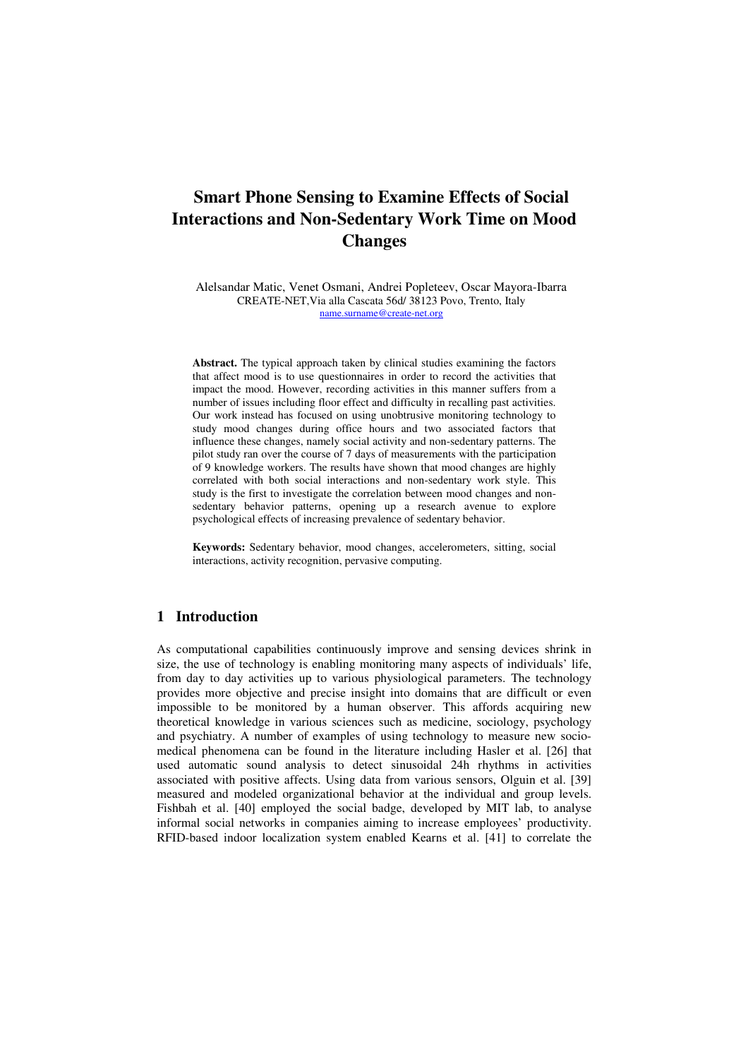# Smart Phone Sensing to Examine Effects of Social Interactions and Non-Sedentary Work Time on Mood Changes

Alelsandar Matic, Venet Osmani, Andrei Popleteev, Oscar Mayora-Ibarra
CREATE-NET,Via alla Cascata 56d/ 38123 Povo, Trento, Italy
name.surname@create-net.org

**Abstract.** The typical approach taken by clinical studies examining the factors that affect mood is to use questionnaires in order to record the activities that impact the mood. However, recording activities in this manner suffers from a number of issues including floor effect and difficulty in recalling past activities. Our work instead has focused on using unobtrusive monitoring technology to study mood changes during office hours and two associated factors that influence these changes, namely social activity and non-sedentary patterns. The pilot study ran over the course of 7 days of measurements with the participation of 9 knowledge workers. The results have shown that mood changes are highly correlated with both social interactions and non-sedentary work style. This study is the first to investigate the correlation between mood changes and non-sedentary behavior patterns, opening up a research avenue to explore psychological effects of increasing prevalence of sedentary behavior.

**Keywords:** Sedentary behavior, mood changes, accelerometers, sitting, social interactions, activity recognition, pervasive computing.

## 1 Introduction

As computational capabilities continuously improve and sensing devices shrink in size, the use of technology is enabling monitoring many aspects of individuals' life, from day to day activities up to various physiological parameters. The technology provides more objective and precise insight into domains that are difficult or even impossible to be monitored by a human observer. This affords acquiring new theoretical knowledge in various sciences such as medicine, sociology, psychology and psychiatry. A number of examples of using technology to measure new socio-medical phenomena can be found in the literature including Hasler et al. [26] that used automatic sound analysis to detect sinusoidal 24h rhythms in activities associated with positive affects. Using data from various sensors, Olguin et al. [39] measured and modeled organizational behavior at the individual and group levels. Fishbah et al. [40] employed the social badge, developed by MIT lab, to analyse informal social networks in companies aiming to increase employees' productivity. RFID-based indoor localization system enabled Kearns et al. [41] to correlate the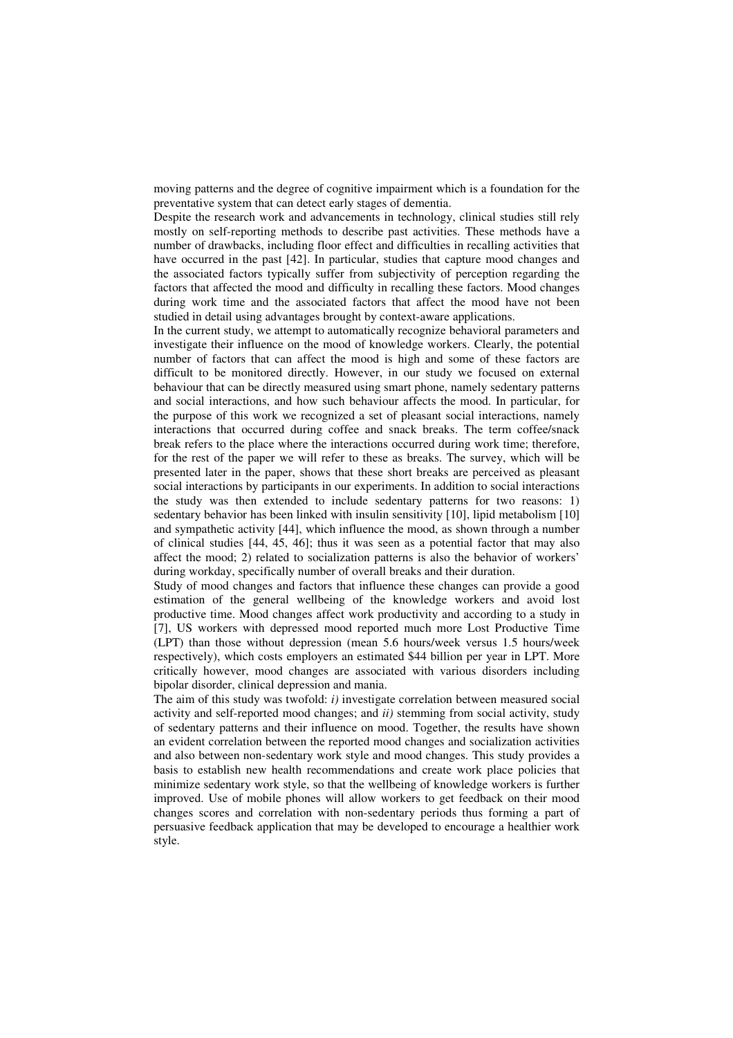moving patterns and the degree of cognitive impairment which is a foundation for the preventative system that can detect early stages of dementia.

Despite the research work and advancements in technology, clinical studies still rely mostly on self-reporting methods to describe past activities. These methods have a number of drawbacks, including floor effect and difficulties in recalling activities that have occurred in the past [42]. In particular, studies that capture mood changes and the associated factors typically suffer from subjectivity of perception regarding the factors that affected the mood and difficulty in recalling these factors. Mood changes during work time and the associated factors that affect the mood have not been studied in detail using advantages brought by context-aware applications.

In the current study, we attempt to automatically recognize behavioral parameters and investigate their influence on the mood of knowledge workers. Clearly, the potential number of factors that can affect the mood is high and some of these factors are difficult to be monitored directly. However, in our study we focused on external behaviour that can be directly measured using smart phone, namely sedentary patterns and social interactions, and how such behaviour affects the mood. In particular, for the purpose of this work we recognized a set of pleasant social interactions, namely interactions that occurred during coffee and snack breaks. The term coffee/snack break refers to the place where the interactions occurred during work time; therefore, for the rest of the paper we will refer to these as breaks. The survey, which will be presented later in the paper, shows that these short breaks are perceived as pleasant social interactions by participants in our experiments. In addition to social interactions the study was then extended to include sedentary patterns for two reasons: 1) sedentary behavior has been linked with insulin sensitivity [10], lipid metabolism [10] and sympathetic activity [44], which influence the mood, as shown through a number of clinical studies [44, 45, 46]; thus it was seen as a potential factor that may also affect the mood; 2) related to socialization patterns is also the behavior of workers' during workday, specifically number of overall breaks and their duration.

Study of mood changes and factors that influence these changes can provide a good estimation of the general wellbeing of the knowledge workers and avoid lost productive time. Mood changes affect work productivity and according to a study in [7], US workers with depressed mood reported much more Lost Productive Time (LPT) than those without depression (mean 5.6 hours/week versus 1.5 hours/week respectively), which costs employers an estimated $44 billion per year in LPT. More critically however, mood changes are associated with various disorders including bipolar disorder, clinical depression and mania.

The aim of this study was twofold: *i)* investigate correlation between measured social activity and self-reported mood changes; and *ii)* stemming from social activity, study of sedentary patterns and their influence on mood. Together, the results have shown an evident correlation between the reported mood changes and socialization activities and also between non-sedentary work style and mood changes. This study provides a basis to establish new health recommendations and create work place policies that minimize sedentary work style, so that the wellbeing of knowledge workers is further improved. Use of mobile phones will allow workers to get feedback on their mood changes scores and correlation with non-sedentary periods thus forming a part of persuasive feedback application that may be developed to encourage a healthier work style.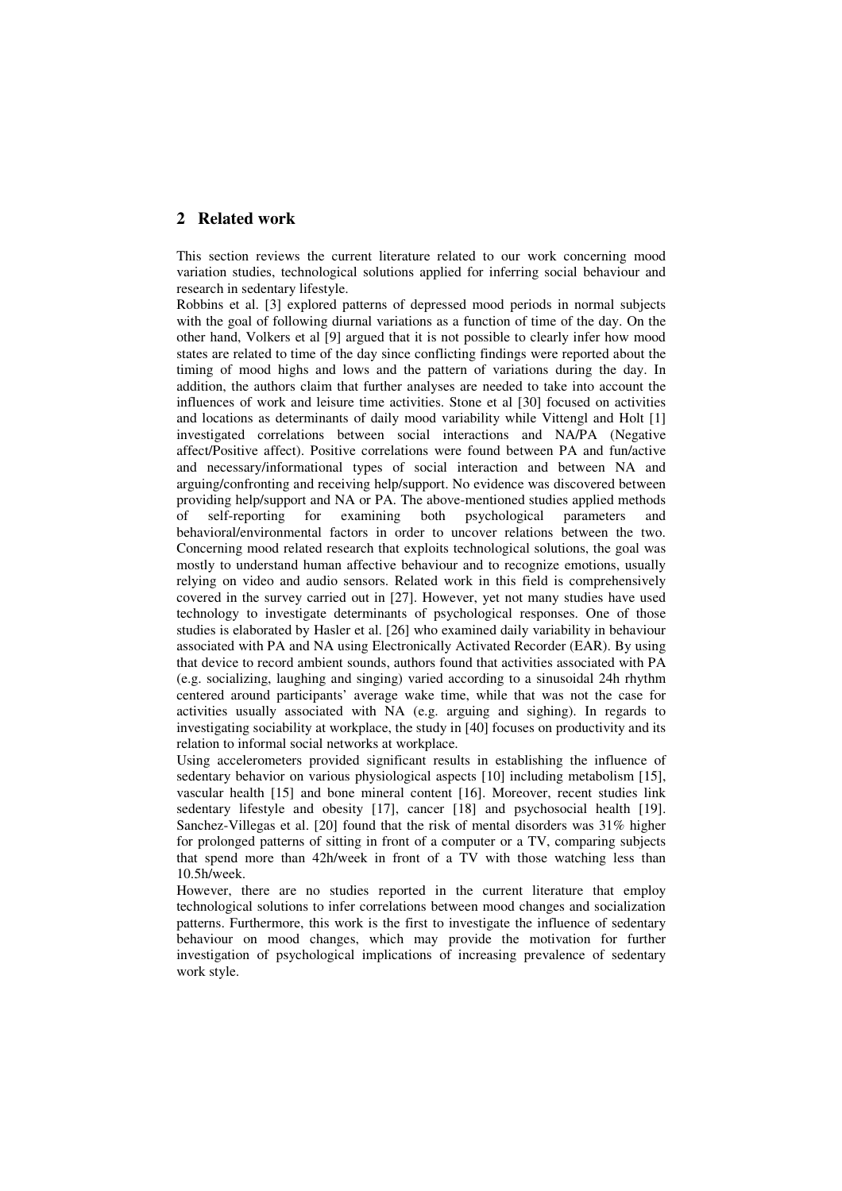## 2 Related work

This section reviews the current literature related to our work concerning mood variation studies, technological solutions applied for inferring social behaviour and research in sedentary lifestyle.

Robbins et al. [3] explored patterns of depressed mood periods in normal subjects with the goal of following diurnal variations as a function of time of the day. On the other hand, Volkers et al [9] argued that it is not possible to clearly infer how mood states are related to time of the day since conflicting findings were reported about the timing of mood highs and lows and the pattern of variations during the day. In addition, the authors claim that further analyses are needed to take into account the influences of work and leisure time activities. Stone et al [30] focused on activities and locations as determinants of daily mood variability while Vittengl and Holt [1] investigated correlations between social interactions and NA/PA (Negative affect/Positive affect). Positive correlations were found between PA and fun/active and necessary/informational types of social interaction and between NA and arguing/confronting and receiving help/support. No evidence was discovered between providing help/support and NA or PA. The above-mentioned studies applied methods of self-reporting for examining both psychological parameters and behavioral/environmental factors in order to uncover relations between the two. Concerning mood related research that exploits technological solutions, the goal was mostly to understand human affective behaviour and to recognize emotions, usually relying on video and audio sensors. Related work in this field is comprehensively covered in the survey carried out in [27]. However, yet not many studies have used technology to investigate determinants of psychological responses. One of those studies is elaborated by Hasler et al. [26] who examined daily variability in behaviour associated with PA and NA using Electronically Activated Recorder (EAR). By using that device to record ambient sounds, authors found that activities associated with PA (e.g. socializing, laughing and singing) varied according to a sinusoidal 24h rhythm centered around participants' average wake time, while that was not the case for activities usually associated with NA (e.g. arguing and sighing). In regards to investigating sociability at workplace, the study in [40] focuses on productivity and its relation to informal social networks at workplace.

Using accelerometers provided significant results in establishing the influence of sedentary behavior on various physiological aspects [10] including metabolism [15], vascular health [15] and bone mineral content [16]. Moreover, recent studies link sedentary lifestyle and obesity [17], cancer [18] and psychosocial health [19]. Sanchez-Villegas et al. [20] found that the risk of mental disorders was 31% higher for prolonged patterns of sitting in front of a computer or a TV, comparing subjects that spend more than 42h/week in front of a TV with those watching less than 10.5h/week.

However, there are no studies reported in the current literature that employ technological solutions to infer correlations between mood changes and socialization patterns. Furthermore, this work is the first to investigate the influence of sedentary behaviour on mood changes, which may provide the motivation for further investigation of psychological implications of increasing prevalence of sedentary work style.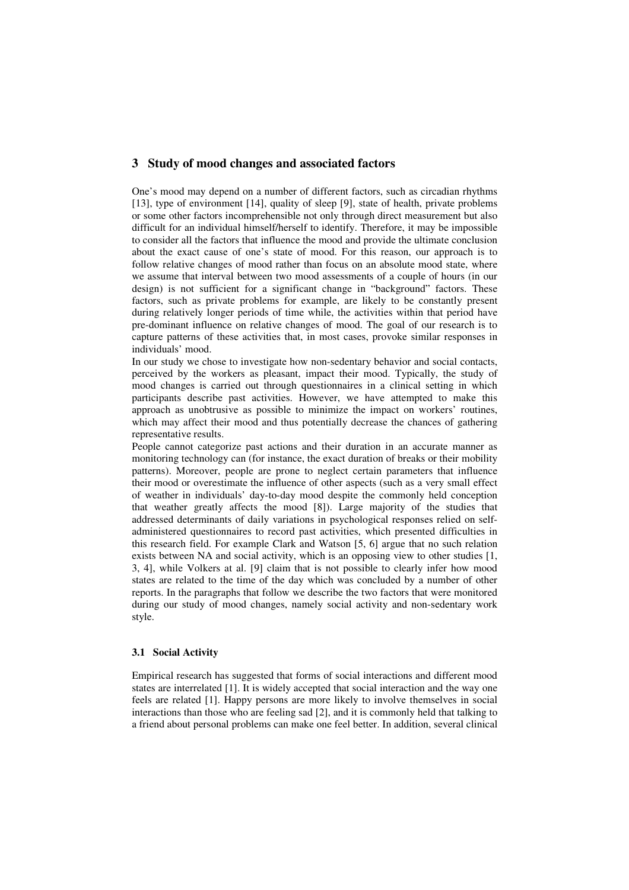## 3 Study of mood changes and associated factors

One's mood may depend on a number of different factors, such as circadian rhythms [13], type of environment [14], quality of sleep [9], state of health, private problems or some other factors incomprehensible not only through direct measurement but also difficult for an individual himself/herself to identify. Therefore, it may be impossible to consider all the factors that influence the mood and provide the ultimate conclusion about the exact cause of one's state of mood. For this reason, our approach is to follow relative changes of mood rather than focus on an absolute mood state, where we assume that interval between two mood assessments of a couple of hours (in our design) is not sufficient for a significant change in "background" factors. These factors, such as private problems for example, are likely to be constantly present during relatively longer periods of time while, the activities within that period have pre-dominant influence on relative changes of mood. The goal of our research is to capture patterns of these activities that, in most cases, provoke similar responses in individuals' mood.

In our study we chose to investigate how non-sedentary behavior and social contacts, perceived by the workers as pleasant, impact their mood. Typically, the study of mood changes is carried out through questionnaires in a clinical setting in which participants describe past activities. However, we have attempted to make this approach as unobtrusive as possible to minimize the impact on workers' routines, which may affect their mood and thus potentially decrease the chances of gathering representative results.

People cannot categorize past actions and their duration in an accurate manner as monitoring technology can (for instance, the exact duration of breaks or their mobility patterns). Moreover, people are prone to neglect certain parameters that influence their mood or overestimate the influence of other aspects (such as a very small effect of weather in individuals' day-to-day mood despite the commonly held conception that weather greatly affects the mood [8]). Large majority of the studies that addressed determinants of daily variations in psychological responses relied on self-administered questionnaires to record past activities, which presented difficulties in this research field. For example Clark and Watson [5, 6] argue that no such relation exists between NA and social activity, which is an opposing view to other studies [1, 3, 4], while Volkers at al. [9] claim that is not possible to clearly infer how mood states are related to the time of the day which was concluded by a number of other reports. In the paragraphs that follow we describe the two factors that were monitored during our study of mood changes, namely social activity and non-sedentary work style.

### 3.1 Social Activity

Empirical research has suggested that forms of social interactions and different mood states are interrelated [1]. It is widely accepted that social interaction and the way one feels are related [1]. Happy persons are more likely to involve themselves in social interactions than those who are feeling sad [2], and it is commonly held that talking to a friend about personal problems can make one feel better. In addition, several clinical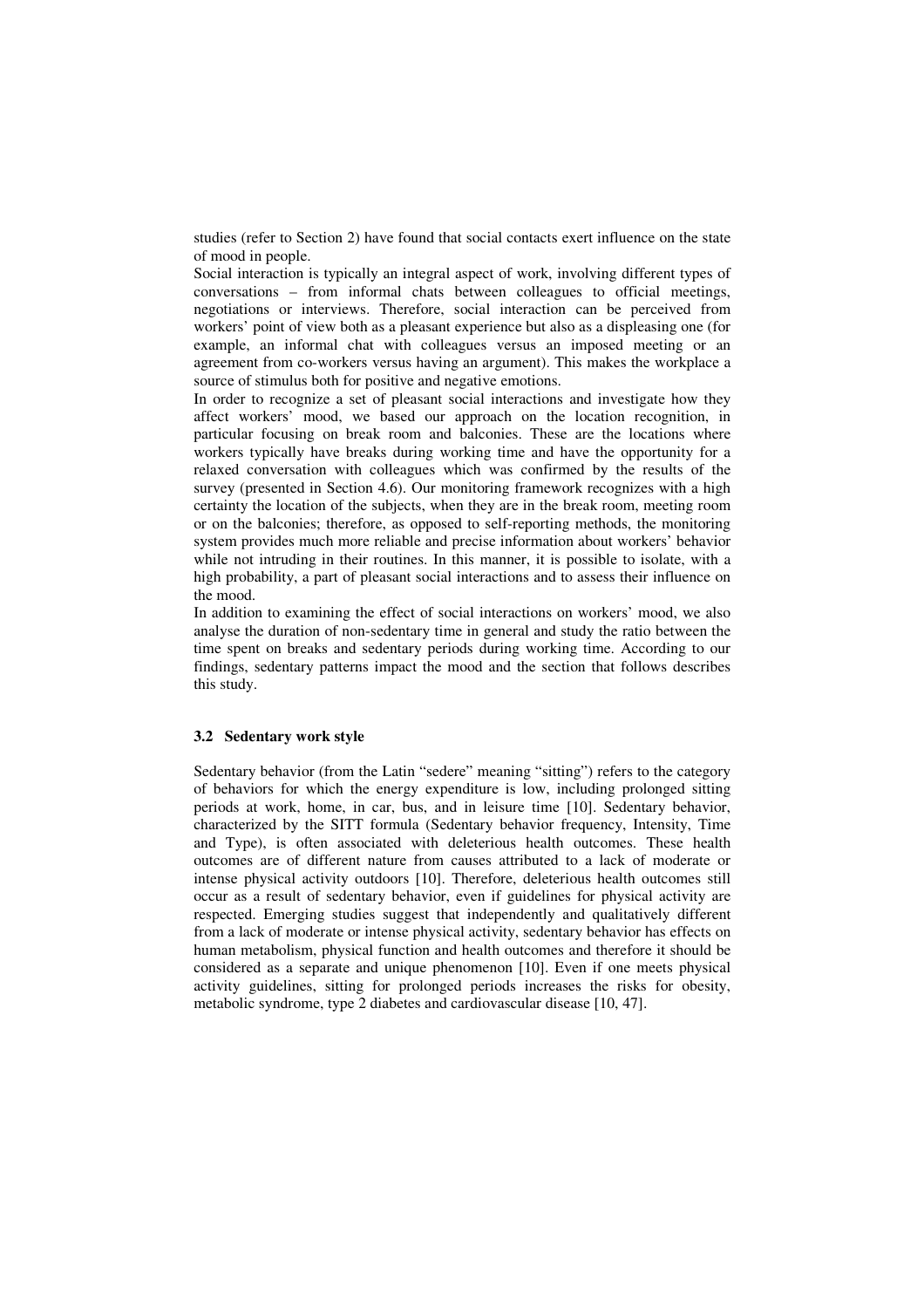studies (refer to Section 2) have found that social contacts exert influence on the state of mood in people.

Social interaction is typically an integral aspect of work, involving different types of conversations – from informal chats between colleagues to official meetings, negotiations or interviews. Therefore, social interaction can be perceived from workers' point of view both as a pleasant experience but also as a displeasing one (for example, an informal chat with colleagues versus an imposed meeting or an agreement from co-workers versus having an argument). This makes the workplace a source of stimulus both for positive and negative emotions.

In order to recognize a set of pleasant social interactions and investigate how they affect workers' mood, we based our approach on the location recognition, in particular focusing on break room and balconies. These are the locations where workers typically have breaks during working time and have the opportunity for a relaxed conversation with colleagues which was confirmed by the results of the survey (presented in Section 4.6). Our monitoring framework recognizes with a high certainty the location of the subjects, when they are in the break room, meeting room or on the balconies; therefore, as opposed to self-reporting methods, the monitoring system provides much more reliable and precise information about workers' behavior while not intruding in their routines. In this manner, it is possible to isolate, with a high probability, a part of pleasant social interactions and to assess their influence on the mood.

In addition to examining the effect of social interactions on workers' mood, we also analyse the duration of non-sedentary time in general and study the ratio between the time spent on breaks and sedentary periods during working time. According to our findings, sedentary patterns impact the mood and the section that follows describes this study.

### 3.2 Sedentary work style

Sedentary behavior (from the Latin "sedere" meaning "sitting") refers to the category of behaviors for which the energy expenditure is low, including prolonged sitting periods at work, home, in car, bus, and in leisure time [10]. Sedentary behavior, characterized by the SITT formula (Sedentary behavior frequency, Intensity, Time and Type), is often associated with deleterious health outcomes. These health outcomes are of different nature from causes attributed to a lack of moderate or intense physical activity outdoors [10]. Therefore, deleterious health outcomes still occur as a result of sedentary behavior, even if guidelines for physical activity are respected. Emerging studies suggest that independently and qualitatively different from a lack of moderate or intense physical activity, sedentary behavior has effects on human metabolism, physical function and health outcomes and therefore it should be considered as a separate and unique phenomenon [10]. Even if one meets physical activity guidelines, sitting for prolonged periods increases the risks for obesity, metabolic syndrome, type 2 diabetes and cardiovascular disease [10, 47].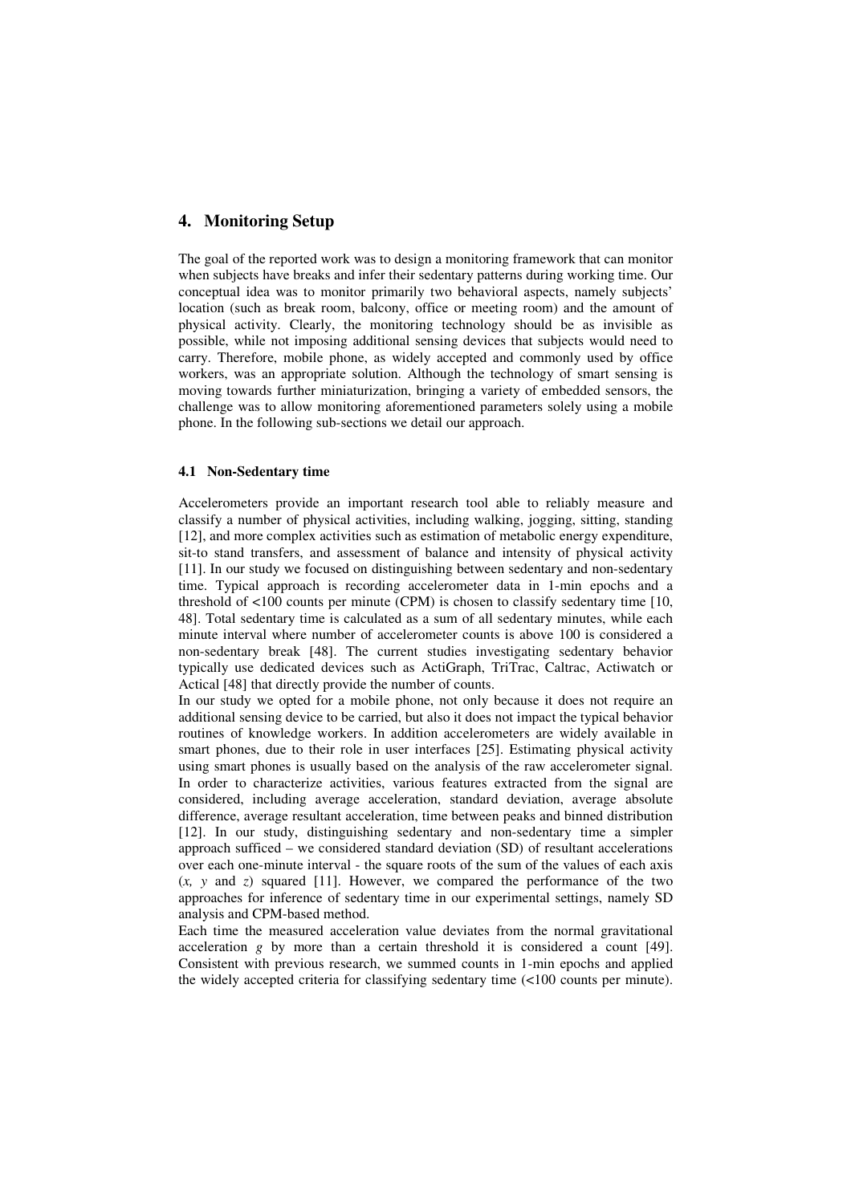## 4. Monitoring Setup

The goal of the reported work was to design a monitoring framework that can monitor when subjects have breaks and infer their sedentary patterns during working time. Our conceptual idea was to monitor primarily two behavioral aspects, namely subjects' location (such as break room, balcony, office or meeting room) and the amount of physical activity. Clearly, the monitoring technology should be as invisible as possible, while not imposing additional sensing devices that subjects would need to carry. Therefore, mobile phone, as widely accepted and commonly used by office workers, was an appropriate solution. Although the technology of smart sensing is moving towards further miniaturization, bringing a variety of embedded sensors, the challenge was to allow monitoring aforementioned parameters solely using a mobile phone. In the following sub-sections we detail our approach.

### 4.1 Non-Sedentary time

Accelerometers provide an important research tool able to reliably measure and classify a number of physical activities, including walking, jogging, sitting, standing [12], and more complex activities such as estimation of metabolic energy expenditure, sit-to stand transfers, and assessment of balance and intensity of physical activity [11]. In our study we focused on distinguishing between sedentary and non-sedentary time. Typical approach is recording accelerometer data in 1-min epochs and a threshold of <100 counts per minute (CPM) is chosen to classify sedentary time [10, 48]. Total sedentary time is calculated as a sum of all sedentary minutes, while each minute interval where number of accelerometer counts is above 100 is considered a non-sedentary break [48]. The current studies investigating sedentary behavior typically use dedicated devices such as ActiGraph, TriTrac, Caltrac, Actiwatch or Actical [48] that directly provide the number of counts.

In our study we opted for a mobile phone, not only because it does not require an additional sensing device to be carried, but also it does not impact the typical behavior routines of knowledge workers. In addition accelerometers are widely available in smart phones, due to their role in user interfaces [25]. Estimating physical activity using smart phones is usually based on the analysis of the raw accelerometer signal. In order to characterize activities, various features extracted from the signal are considered, including average acceleration, standard deviation, average absolute difference, average resultant acceleration, time between peaks and binned distribution [12]. In our study, distinguishing sedentary and non-sedentary time a simpler approach sufficed – we considered standard deviation (SD) of resultant accelerations over each one-minute interval - the square roots of the sum of the values of each axis ($x$, $y$ and $z$) squared [11]. However, we compared the performance of the two approaches for inference of sedentary time in our experimental settings, namely SD analysis and CPM-based method.

Each time the measured acceleration value deviates from the normal gravitational acceleration $g$ by more than a certain threshold it is considered a count [49]. Consistent with previous research, we summed counts in 1-min epochs and applied the widely accepted criteria for classifying sedentary time (<100 counts per minute).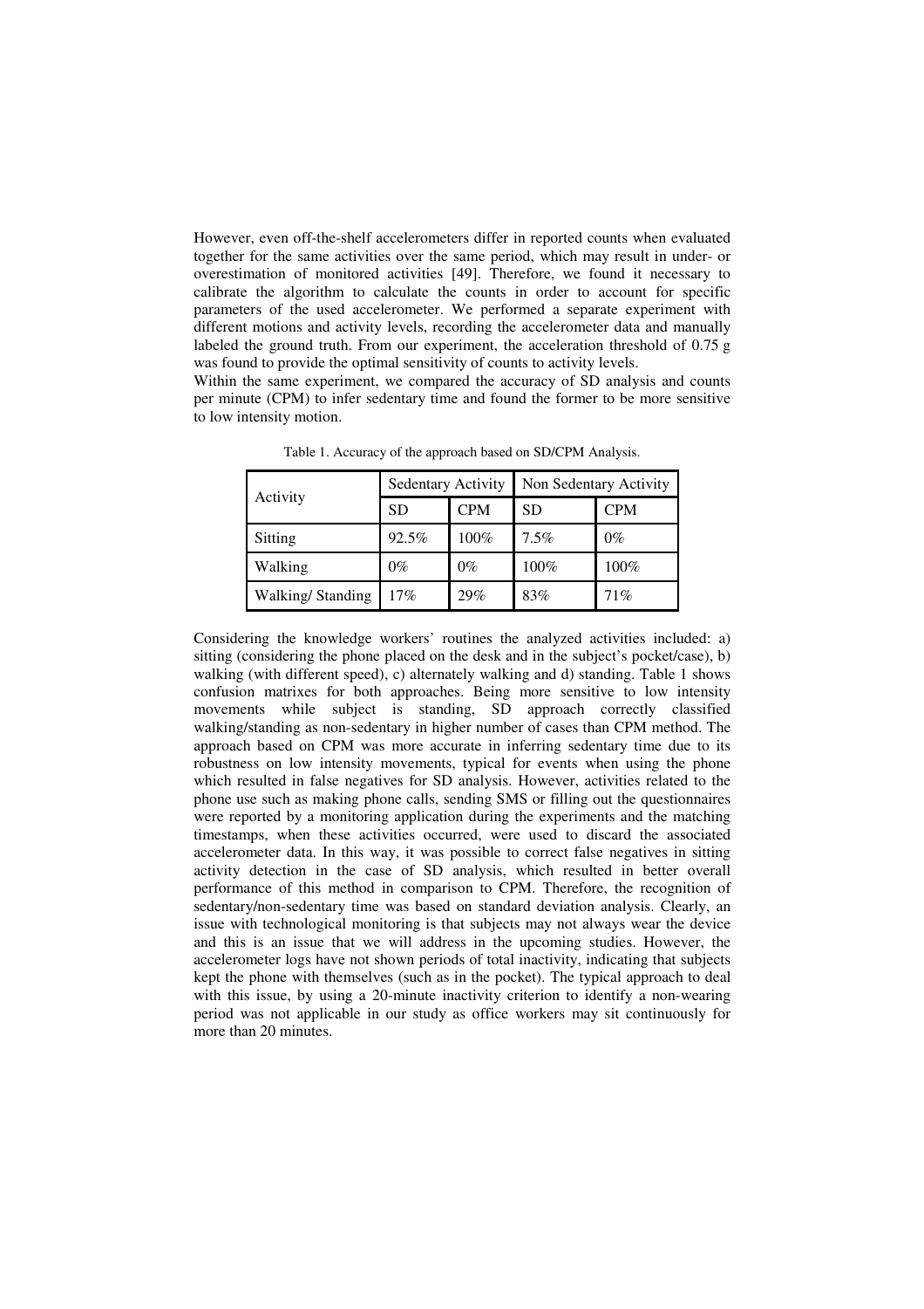However, even off-the-shelf accelerometers differ in reported counts when evaluated together for the same activities over the same period, which may result in under- or overestimation of monitored activities [49]. Therefore, we found it necessary to calibrate the algorithm to calculate the counts in order to account for specific parameters of the used accelerometer. We performed a separate experiment with different motions and activity levels, recording the accelerometer data and manually labeled the ground truth. From our experiment, the acceleration threshold of 0.75 g was found to provide the optimal sensitivity of counts to activity levels.

Within the same experiment, we compared the accuracy of SD analysis and counts per minute (CPM) to infer sedentary time and found the former to be more sensitive to low intensity motion.

Table 1. Accuracy of the approach based on SD/CPM Analysis.

| Activity | Sedentary Activity | | Non Sedentary Activity | |
|---|---|---|---|---|
| | SD | CPM | SD | CPM |
| Sitting | 92.5% | 100% | 7.5% | 0% |
| Walking | 0% | 0% | 100% | 100% |
| Walking/ Standing | 17% | 29% | 83% | 71% |

Considering the knowledge workers' routines the analyzed activities included: a) sitting (considering the phone placed on the desk and in the subject's pocket/case), b) walking (with different speed), c) alternately walking and d) standing. Table 1 shows confusion matrixes for both approaches. Being more sensitive to low intensity movements while subject is standing, SD approach correctly classified walking/standing as non-sedentary in higher number of cases than CPM method. The approach based on CPM was more accurate in inferring sedentary time due to its robustness on low intensity movements, typical for events when using the phone which resulted in false negatives for SD analysis. However, activities related to the phone use such as making phone calls, sending SMS or filling out the questionnaires were reported by a monitoring application during the experiments and the matching timestamps, when these activities occurred, were used to discard the associated accelerometer data. In this way, it was possible to correct false negatives in sitting activity detection in the case of SD analysis, which resulted in better overall performance of this method in comparison to CPM. Therefore, the recognition of sedentary/non-sedentary time was based on standard deviation analysis. Clearly, an issue with technological monitoring is that subjects may not always wear the device and this is an issue that we will address in the upcoming studies. However, the accelerometer logs have not shown periods of total inactivity, indicating that subjects kept the phone with themselves (such as in the pocket). The typical approach to deal with this issue, by using a 20-minute inactivity criterion to identify a non-wearing period was not applicable in our study as office workers may sit continuously for more than 20 minutes.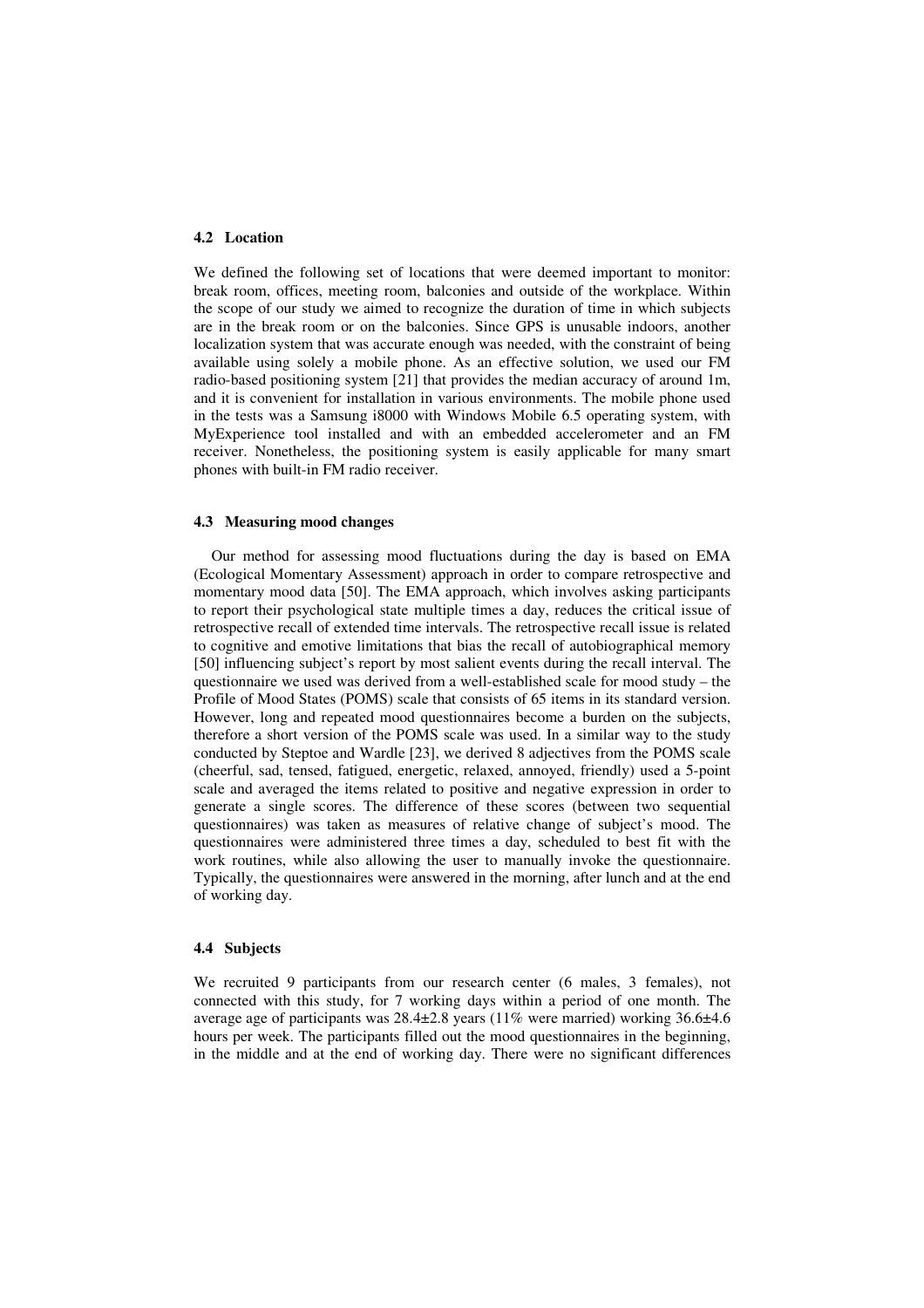### 4.2 Location

We defined the following set of locations that were deemed important to monitor: break room, offices, meeting room, balconies and outside of the workplace. Within the scope of our study we aimed to recognize the duration of time in which subjects are in the break room or on the balconies. Since GPS is unusable indoors, another localization system that was accurate enough was needed, with the constraint of being available using solely a mobile phone. As an effective solution, we used our FM radio-based positioning system [21] that provides the median accuracy of around 1m, and it is convenient for installation in various environments. The mobile phone used in the tests was a Samsung i8000 with Windows Mobile 6.5 operating system, with MyExperience tool installed and with an embedded accelerometer and an FM receiver. Nonetheless, the positioning system is easily applicable for many smart phones with built-in FM radio receiver.

### 4.3 Measuring mood changes

Our method for assessing mood fluctuations during the day is based on EMA (Ecological Momentary Assessment) approach in order to compare retrospective and momentary mood data [50]. The EMA approach, which involves asking participants to report their psychological state multiple times a day, reduces the critical issue of retrospective recall of extended time intervals. The retrospective recall issue is related to cognitive and emotive limitations that bias the recall of autobiographical memory [50] influencing subject's report by most salient events during the recall interval. The questionnaire we used was derived from a well-established scale for mood study – the Profile of Mood States (POMS) scale that consists of 65 items in its standard version. However, long and repeated mood questionnaires become a burden on the subjects, therefore a short version of the POMS scale was used. In a similar way to the study conducted by Steptoe and Wardle [23], we derived 8 adjectives from the POMS scale (cheerful, sad, tensed, fatigued, energetic, relaxed, annoyed, friendly) used a 5-point scale and averaged the items related to positive and negative expression in order to generate a single scores. The difference of these scores (between two sequential questionnaires) was taken as measures of relative change of subject's mood. The questionnaires were administered three times a day, scheduled to best fit with the work routines, while also allowing the user to manually invoke the questionnaire. Typically, the questionnaires were answered in the morning, after lunch and at the end of working day.

### 4.4 Subjects

We recruited 9 participants from our research center (6 males, 3 females), not connected with this study, for 7 working days within a period of one month. The average age of participants was 28.4±2.8 years (11% were married) working 36.6±4.6 hours per week. The participants filled out the mood questionnaires in the beginning, in the middle and at the end of working day. There were no significant differences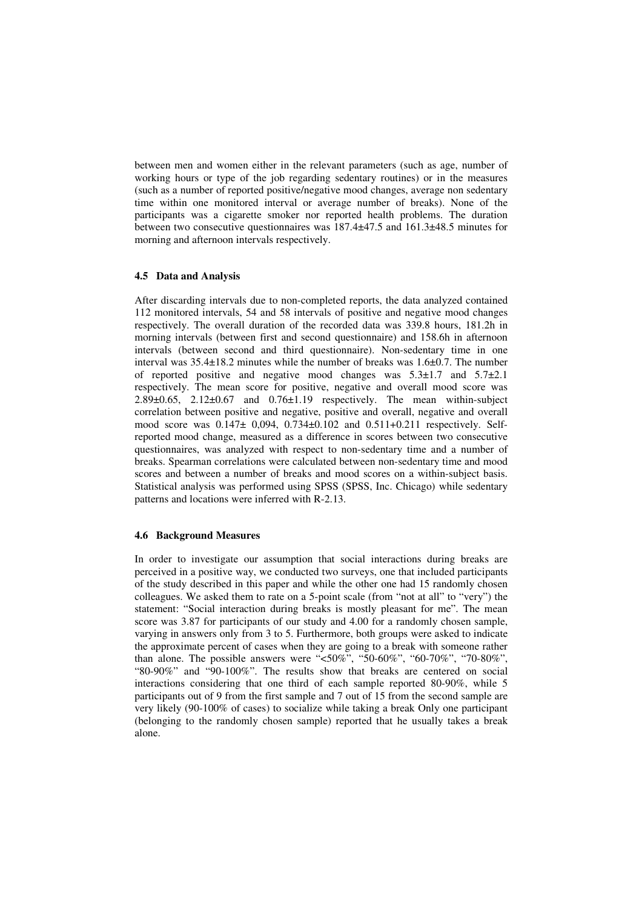between men and women either in the relevant parameters (such as age, number of working hours or type of the job regarding sedentary routines) or in the measures (such as a number of reported positive/negative mood changes, average non sedentary time within one monitored interval or average number of breaks). None of the participants was a cigarette smoker nor reported health problems. The duration between two consecutive questionnaires was 187.4±47.5 and 161.3±48.5 minutes for morning and afternoon intervals respectively.

### 4.5 Data and Analysis

After discarding intervals due to non-completed reports, the data analyzed contained 112 monitored intervals, 54 and 58 intervals of positive and negative mood changes respectively. The overall duration of the recorded data was 339.8 hours, 181.2h in morning intervals (between first and second questionnaire) and 158.6h in afternoon intervals (between second and third questionnaire). Non-sedentary time in one interval was 35.4±18.2 minutes while the number of breaks was 1.6±0.7. The number of reported positive and negative mood changes was 5.3±1.7 and 5.7±2.1 respectively. The mean score for positive, negative and overall mood score was 2.89±0.65, 2.12±0.67 and 0.76±1.19 respectively. The mean within-subject correlation between positive and negative, positive and overall, negative and overall mood score was 0.147± 0,094, 0.734±0.102 and 0.511+0.211 respectively. Self-reported mood change, measured as a difference in scores between two consecutive questionnaires, was analyzed with respect to non-sedentary time and a number of breaks. Spearman correlations were calculated between non-sedentary time and mood scores and between a number of breaks and mood scores on a within-subject basis. Statistical analysis was performed using SPSS (SPSS, Inc. Chicago) while sedentary patterns and locations were inferred with R-2.13.

### 4.6 Background Measures

In order to investigate our assumption that social interactions during breaks are perceived in a positive way, we conducted two surveys, one that included participants of the study described in this paper and while the other one had 15 randomly chosen colleagues. We asked them to rate on a 5-point scale (from "not at all" to "very") the statement: "Social interaction during breaks is mostly pleasant for me". The mean score was 3.87 for participants of our study and 4.00 for a randomly chosen sample, varying in answers only from 3 to 5. Furthermore, both groups were asked to indicate the approximate percent of cases when they are going to a break with someone rather than alone. The possible answers were "<50%", "50-60%", "60-70%", "70-80%", "80-90%" and "90-100%". The results show that breaks are centered on social interactions considering that one third of each sample reported 80-90%, while 5 participants out of 9 from the first sample and 7 out of 15 from the second sample are very likely (90-100% of cases) to socialize while taking a break Only one participant (belonging to the randomly chosen sample) reported that he usually takes a break alone.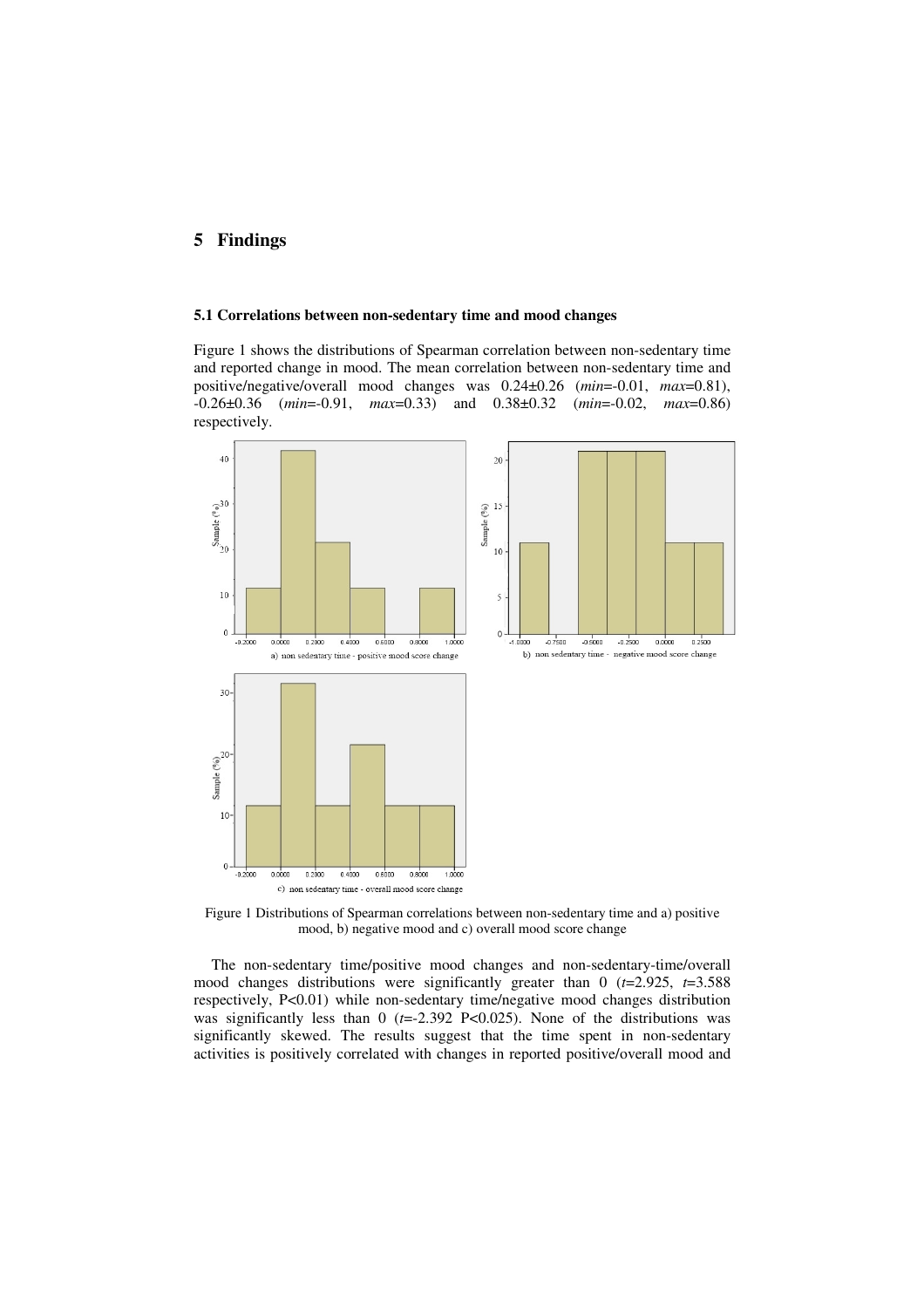## 5 Findings

### 5.1 Correlations between non-sedentary time and mood changes

Figure 1 shows the distributions of Spearman correlation between non-sedentary time and reported change in mood. The mean correlation between non-sedentary time and positive/negative/overall mood changes was 0.24±0.26 (*min*=-0.01, *max*=0.81), -0.26±0.36 (*min*=-0.91, *max*=0.33) and 0.38±0.32 (*min*=-0.02, *max*=0.86) respectively.

Figure 1 Distributions of Spearman correlations between non-sedentary time and a) positive mood, b) negative mood and c) overall mood score change

The non-sedentary time/positive mood changes and non-sedentary-time/overall mood changes distributions were significantly greater than 0 ($t$=2.925, $t$=3.588 respectively, $P<0.01$) while non-sedentary time/negative mood changes distribution was significantly less than 0 ($t$=-2.392 $P<0.025$). None of the distributions was significantly skewed. The results suggest that the time spent in non-sedentary activities is positively correlated with changes in reported positive/overall mood and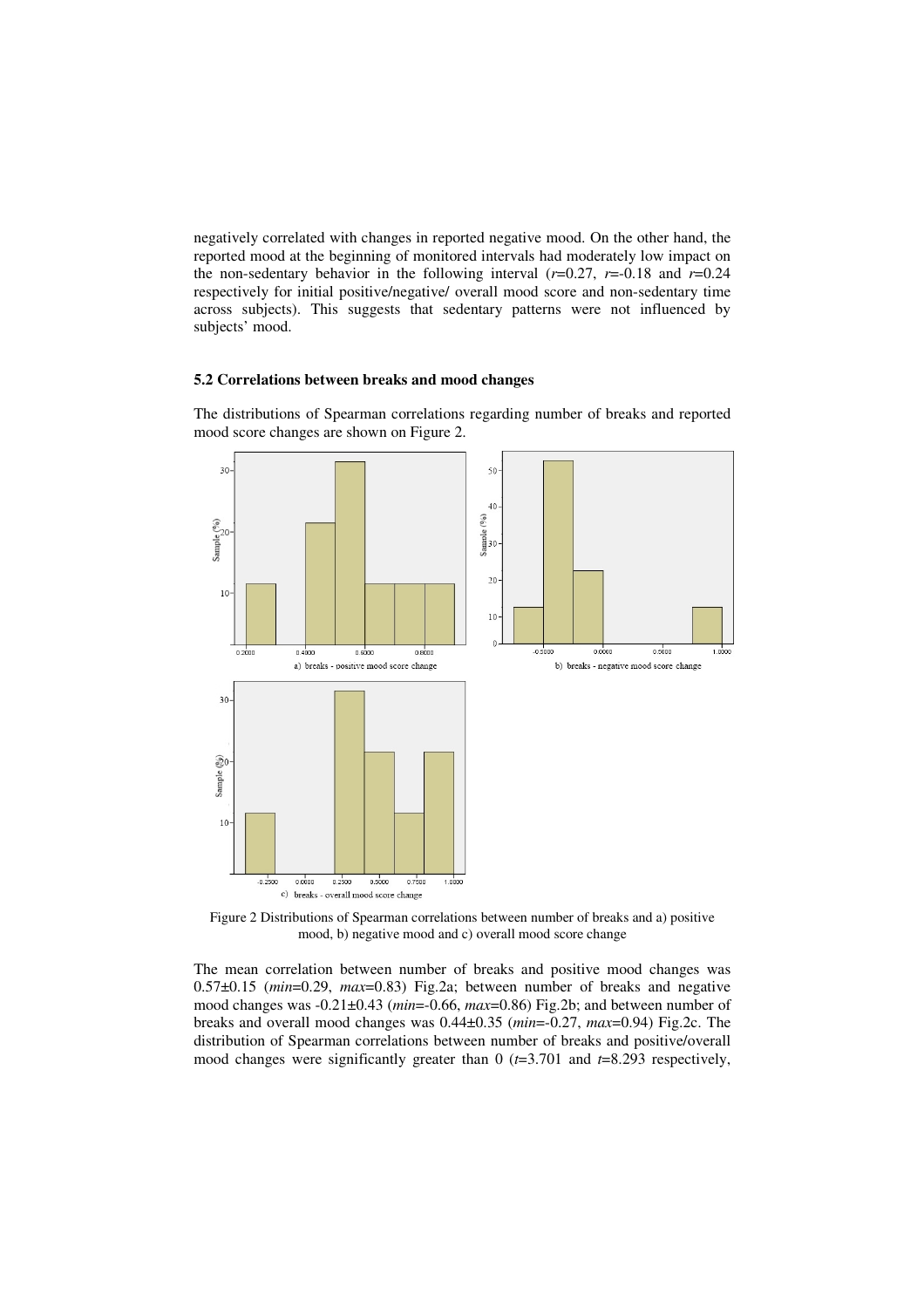negatively correlated with changes in reported negative mood. On the other hand, the reported mood at the beginning of monitored intervals had moderately low impact on the non-sedentary behavior in the following interval ($r$=0.27, $r$=-0.18 and $r$=0.24 respectively for initial positive/negative/ overall mood score and non-sedentary time across subjects). This suggests that sedentary patterns were not influenced by subjects' mood.

## 5.2 Correlations between breaks and mood changes

The distributions of Spearman correlations regarding number of breaks and reported mood score changes are shown on Figure 2.

Figure 2 Distributions of Spearman correlations between number of breaks and a) positive mood, b) negative mood and c) overall mood score change

The mean correlation between number of breaks and positive mood changes was 0.57±0.15 (*min*=0.29, *max*=0.83) Fig.2a; between number of breaks and negative mood changes was -0.21±0.43 (*min*=-0.66, *max*=0.86) Fig.2b; and between number of breaks and overall mood changes was 0.44±0.35 (*min*=-0.27, *max*=0.94) Fig.2c. The distribution of Spearman correlations between number of breaks and positive/overall mood changes were significantly greater than 0 ($t$=3.701 and $t$=8.293 respectively,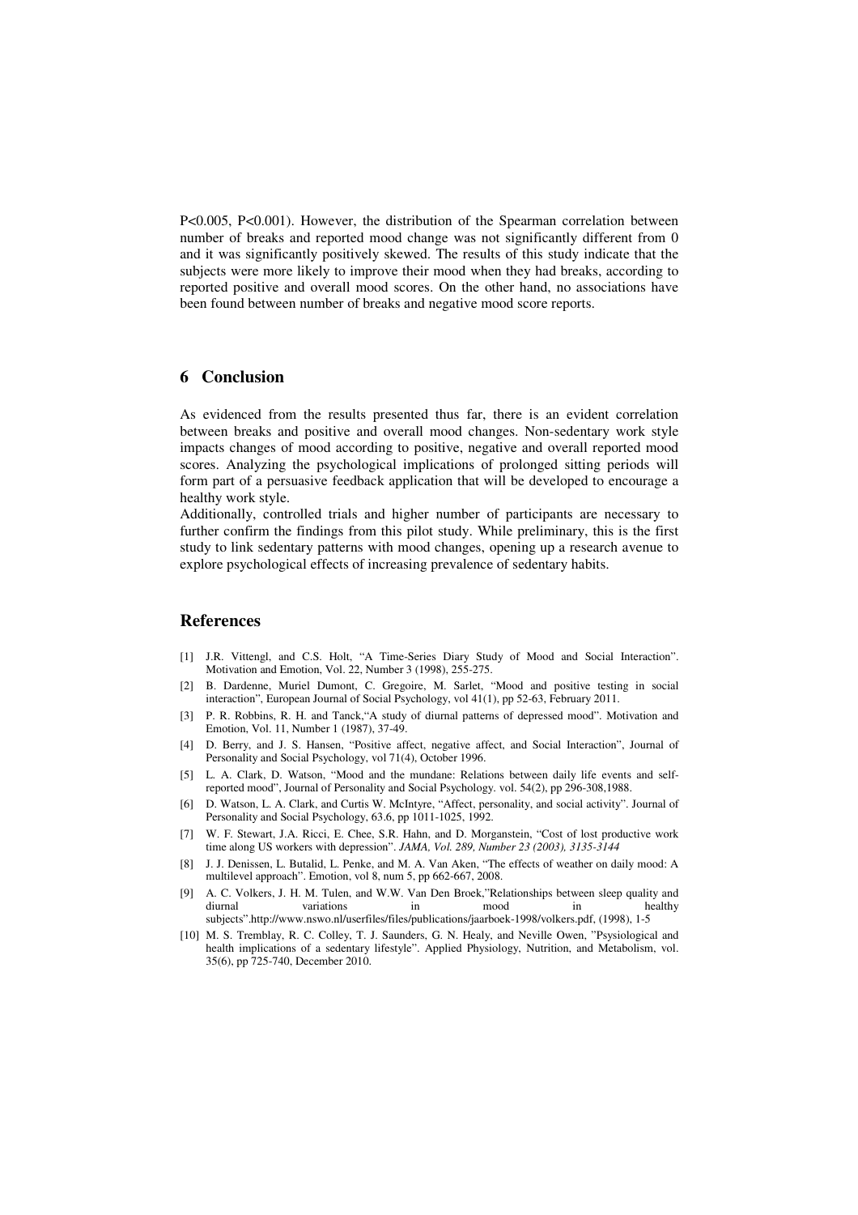P<0.005, P<0.001). However, the distribution of the Spearman correlation between number of breaks and reported mood change was not significantly different from 0 and it was significantly positively skewed. The results of this study indicate that the subjects were more likely to improve their mood when they had breaks, according to reported positive and overall mood scores. On the other hand, no associations have been found between number of breaks and negative mood score reports.

## 6 Conclusion

As evidenced from the results presented thus far, there is an evident correlation between breaks and positive and overall mood changes. Non-sedentary work style impacts changes of mood according to positive, negative and overall reported mood scores. Analyzing the psychological implications of prolonged sitting periods will form part of a persuasive feedback application that will be developed to encourage a healthy work style.

Additionally, controlled trials and higher number of participants are necessary to further confirm the findings from this pilot study. While preliminary, this is the first study to link sedentary patterns with mood changes, opening up a research avenue to explore psychological effects of increasing prevalence of sedentary habits.

## References

[1] J.R. Vittengl, and C.S. Holt, "A Time-Series Diary Study of Mood and Social Interaction". Motivation and Emotion, Vol. 22, Number 3 (1998), 255-275.

[2] B. Dardenne, Muriel Dumont, C. Gregoire, M. Sarlet, "Mood and positive testing in social interaction", European Journal of Social Psychology, vol 41(1), pp 52-63, February 2011.

[3] P. R. Robbins, R. H. and Tanck,"A study of diurnal patterns of depressed mood". Motivation and Emotion, Vol. 11, Number 1 (1987), 37-49.

[4] D. Berry, and J. S. Hansen, "Positive affect, negative affect, and Social Interaction", Journal of Personality and Social Psychology, vol 71(4), October 1996.

[5] L. A. Clark, D. Watson, "Mood and the mundane: Relations between daily life events and self-reported mood", Journal of Personality and Social Psychology. vol. 54(2), pp 296-308,1988.

[6] D. Watson, L. A. Clark, and Curtis W. McIntyre, "Affect, personality, and social activity". Journal of Personality and Social Psychology, 63.6, pp 1011-1025, 1992.

[7] W. F. Stewart, J.A. Ricci, E. Chee, S.R. Hahn, and D. Morganstein, "Cost of lost productive work time along US workers with depression". *JAMA, Vol. 289, Number 23 (2003), 3135-3144*

[8] J. J. Denissen, L. Butalid, L. Penke, and M. A. Van Aken, "The effects of weather on daily mood: A multilevel approach". Emotion, vol 8, num 5, pp 662-667, 2008.

[9] A. C. Volkers, J. H. M. Tulen, and W.W. Van Den Broek,"Relationships between sleep quality and diurnal variations in mood in healthy subjects".http://www.nswo.nl/userfiles/files/publications/jaarboek-1998/volkers.pdf, (1998), 1-5

[10] M. S. Tremblay, R. C. Colley, T. J. Saunders, G. N. Healy, and Neville Owen, "Psysiological and health implications of a sedentary lifestyle". Applied Physiology, Nutrition, and Metabolism, vol. 35(6), pp 725-740, December 2010.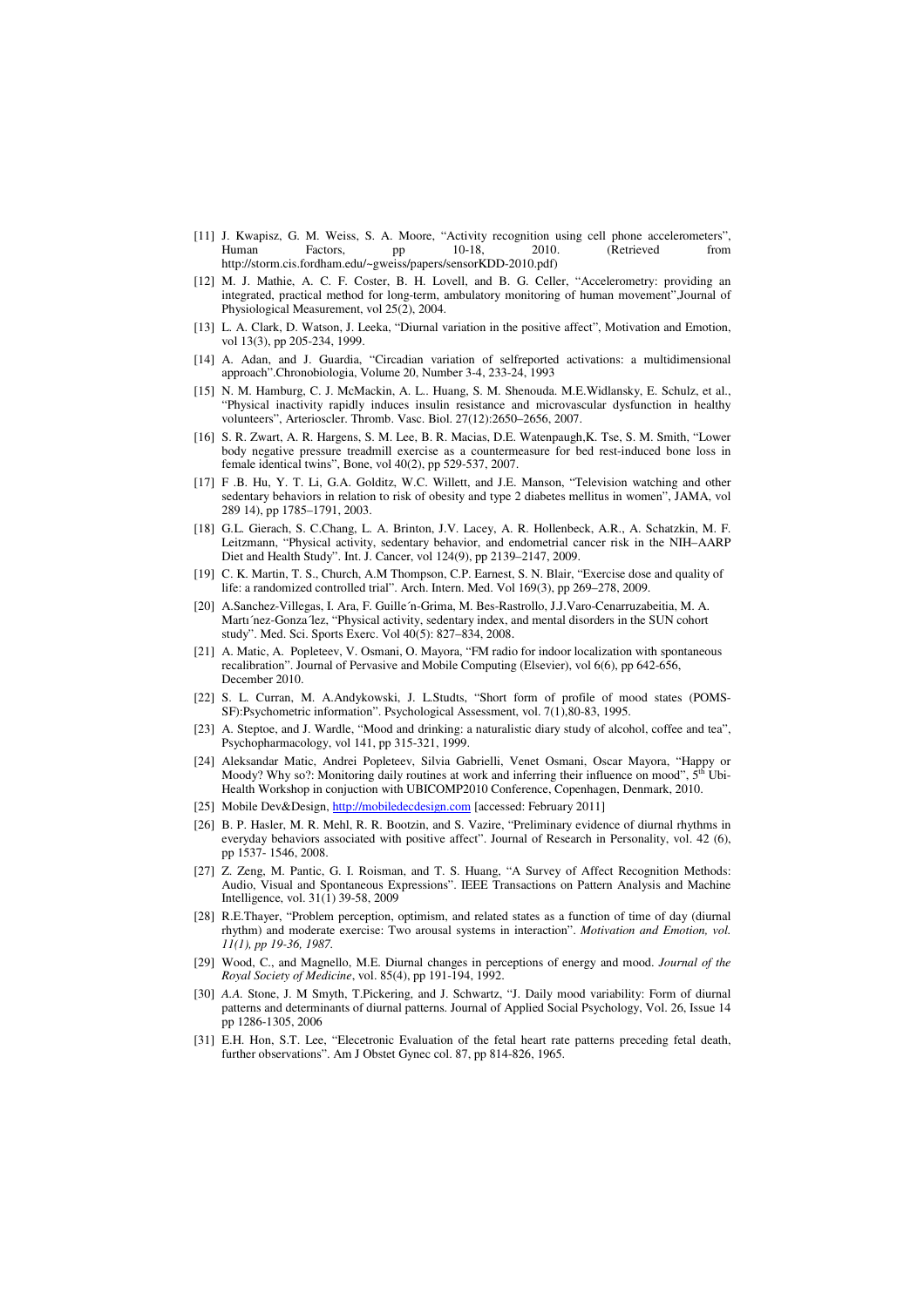[11] J. Kwapisz, G. M. Weiss, S. A. Moore, "Activity recognition using cell phone accelerometers", Human Factors, pp 10-18, 2010. (Retrieved from http://storm.cis.fordham.edu/~gweiss/papers/sensorKDD-2010.pdf)

[12] M. J. Mathie, A. C. F. Coster, B. H. Lovell, and B. G. Celler, "Accelerometry: providing an integrated, practical method for long-term, ambulatory monitoring of human movement",Journal of Physiological Measurement, vol 25(2), 2004.

[13] L. A. Clark, D. Watson, J. Leeka, "Diurnal variation in the positive affect", Motivation and Emotion, vol 13(3), pp 205-234, 1999.

[14] A. Adan, and J. Guardia, "Circadian variation of selfreported activations: a multidimensional approach".Chronobiologia, Volume 20, Number 3-4, 233-24, 1993

[15] N. M. Hamburg, C. J. McMackin, A. L.. Huang, S. M. Shenouda. M.E.Widlansky, E. Schulz, et al., "Physical inactivity rapidly induces insulin resistance and microvascular dysfunction in healthy volunteers", Arterioscler. Thromb. Vasc. Biol. 27(12):2650–2656, 2007.

[16] S. R. Zwart, A. R. Hargens, S. M. Lee, B. R. Macias, D.E. Watenpaugh,K. Tse, S. M. Smith, "Lower body negative pressure treadmill exercise as a countermeasure for bed rest-induced bone loss in female identical twins", Bone, vol 40(2), pp 529-537, 2007.

[17] F .B. Hu, Y. T. Li, G.A. Golditz, W.C. Willett, and J.E. Manson, "Television watching and other sedentary behaviors in relation to risk of obesity and type 2 diabetes mellitus in women", JAMA, vol 289 14), pp 1785–1791, 2003.

[18] G.L. Gierach, S. C.Chang, L. A. Brinton, J.V. Lacey, A. R. Hollenbeck, A.R., A. Schatzkin, M. F. Leitzmann, "Physical activity, sedentary behavior, and endometrial cancer risk in the NIH–AARP Diet and Health Study". Int. J. Cancer, vol 124(9), pp 2139–2147, 2009.

[19] C. K. Martin, T. S., Church, A.M Thompson, C.P. Earnest, S. N. Blair, "Exercise dose and quality of life: a randomized controlled trial". Arch. Intern. Med. Vol 169(3), pp 269–278, 2009.

[20] A.Sanchez-Villegas, I. Ara, F. Guille´n-Grima, M. Bes-Rastrollo, J.J.Varo-Cenarruzabeitia, M. A. Martı´nez-Gonza´lez, "Physical activity, sedentary index, and mental disorders in the SUN cohort study". Med. Sci. Sports Exerc. Vol 40(5): 827–834, 2008.

[21] A. Matic, A. Popleteev, V. Osmani, O. Mayora, "FM radio for indoor localization with spontaneous recalibration". Journal of Pervasive and Mobile Computing (Elsevier), vol 6(6), pp 642-656, December 2010.

[22] S. L. Curran, M. A.Andykowski, J. L.Studts, "Short form of profile of mood states (POMS-SF):Psychometric information". Psychological Assessment, vol. 7(1),80-83, 1995.

[23] A. Steptoe, and J. Wardle, "Mood and drinking: a naturalistic diary study of alcohol, coffee and tea", Psychopharmacology, vol 141, pp 315-321, 1999.

[24] Aleksandar Matic, Andrei Popleteev, Silvia Gabrielli, Venet Osmani, Oscar Mayora, "Happy or Moody? Why so?: Monitoring daily routines at work and inferring their influence on mood", 5th Ubi-Health Workshop in conjuction with UBICOMP2010 Conference, Copenhagen, Denmark, 2010.

[25] Mobile Dev&Design, http://mobiledecdesign.com [accessed: February 2011]

[26] B. P. Hasler, M. R. Mehl, R. R. Bootzin, and S. Vazire, "Preliminary evidence of diurnal rhythms in everyday behaviors associated with positive affect". Journal of Research in Personality, vol. 42 (6), pp 1537- 1546, 2008.

[27] Z. Zeng, M. Pantic, G. I. Roisman, and T. S. Huang, "A Survey of Affect Recognition Methods: Audio, Visual and Spontaneous Expressions". IEEE Transactions on Pattern Analysis and Machine Intelligence, vol. 31(1) 39-58, 2009

[28] R.E.Thayer, "Problem perception, optimism, and related states as a function of time of day (diurnal rhythm) and moderate exercise: Two arousal systems in interaction". *Motivation and Emotion, vol. 11(1), pp 19-36, 1987.*

[29] Wood, C., and Magnello, M.E. Diurnal changes in perceptions of energy and mood. *Journal of the Royal Society of Medicine*, vol. 85(4), pp 191-194, 1992.

[30] *A.A.* Stone, J. M Smyth, T.Pickering, and J. Schwartz, "J. Daily mood variability: Form of diurnal patterns and determinants of diurnal patterns. Journal of Applied Social Psychology, Vol. 26, Issue 14 pp 1286-1305, 2006

[31] E.H. Hon, S.T. Lee, "Elecetronic Evaluation of the fetal heart rate patterns preceding fetal death, further observations". Am J Obstet Gynec col. 87, pp 814-826, 1965.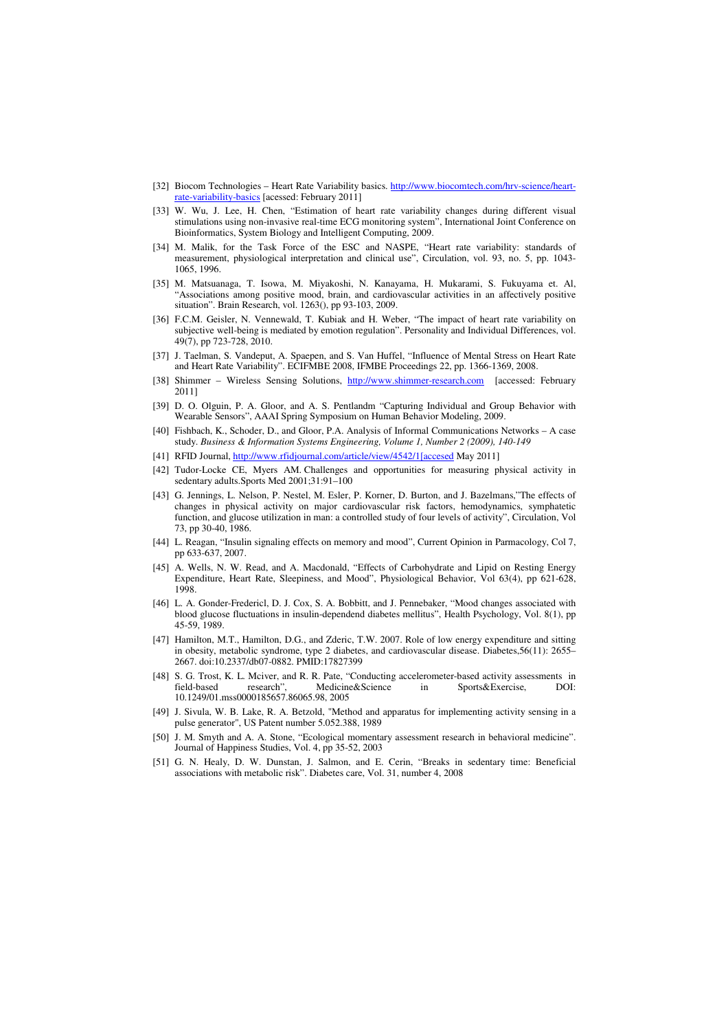[32] Biocom Technologies – Heart Rate Variability basics. http://www.biocomtech.com/hrv-science/heart-rate-variability-basics [acessed: February 2011]

[33] W. Wu, J. Lee, H. Chen, "Estimation of heart rate variability changes during different visual stimulations using non-invasive real-time ECG monitoring system", International Joint Conference on Bioinformatics, System Biology and Intelligent Computing, 2009.

[34] M. Malik, for the Task Force of the ESC and NASPE, "Heart rate variability: standards of measurement, physiological interpretation and clinical use", Circulation, vol. 93, no. 5, pp. 1043-1065, 1996.

[35] M. Matsuanaga, T. Isowa, M. Miyakoshi, N. Kanayama, H. Mukarami, S. Fukuyama et. Al, "Associations among positive mood, brain, and cardiovascular activities in an affectively positive situation". Brain Research, vol. 1263(), pp 93-103, 2009.

[36] F.C.M. Geisler, N. Vennewald, T. Kubiak and H. Weber, "The impact of heart rate variability on subjective well-being is mediated by emotion regulation". Personality and Individual Differences, vol. 49(7), pp 723-728, 2010.

[37] J. Taelman, S. Vandeput, A. Spaepen, and S. Van Huffel, "Influence of Mental Stress on Heart Rate and Heart Rate Variability". ECIFMBE 2008, IFMBE Proceedings 22, pp. 1366-1369, 2008.

[38] Shimmer – Wireless Sensing Solutions, http://www.shimmer-research.com [accessed: February 2011]

[39] D. O. Olguin, P. A. Gloor, and A. S. Pentlandm "Capturing Individual and Group Behavior with Wearable Sensors", AAAI Spring Symposium on Human Behavior Modeling, 2009.

[40] Fishbach, K., Schoder, D., and Gloor, P.A. Analysis of Informal Communications Networks – A case study. *Business & Information Systems Engineering, Volume 1, Number 2 (2009), 140-149*

[41] RFID Journal, http://www.rfidjournal.com/article/view/4542/1[accesed May 2011]

[42] Tudor-Locke CE, Myers AM. Challenges and opportunities for measuring physical activity in sedentary adults.Sports Med 2001;31:91–100

[43] G. Jennings, L. Nelson, P. Nestel, M. Esler, P. Korner, D. Burton, and J. Bazelmans,"The effects of changes in physical activity on major cardiovascular risk factors, hemodynamics, symphatetic function, and glucose utilization in man: a controlled study of four levels of activity", Circulation, Vol 73, pp 30-40, 1986.

[44] L. Reagan, "Insulin signaling effects on memory and mood", Current Opinion in Parmacology, Col 7, pp 633-637, 2007.

[45] A. Wells, N. W. Read, and A. Macdonald, "Effects of Carbohydrate and Lipid on Resting Energy Expenditure, Heart Rate, Sleepiness, and Mood", Physiological Behavior, Vol 63(4), pp 621-628, 1998.

[46] L. A. Gonder-Fredericl, D. J. Cox, S. A. Bobbitt, and J. Pennebaker, "Mood changes associated with blood glucose fluctuations in insulin-dependend diabetes mellitus", Health Psychology, Vol. 8(1), pp 45-59, 1989.

[47] Hamilton, M.T., Hamilton, D.G., and Zderic, T.W. 2007. Role of low energy expenditure and sitting in obesity, metabolic syndrome, type 2 diabetes, and cardiovascular disease. Diabetes,56(11): 2655–2667. doi:10.2337/db07-0882. PMID:17827399

[48] S. G. Trost, K. L. Mciver, and R. R. Pate, "Conducting accelerometer-based activity assessments in field-based research", Medicine&Science in Sports&Exercise, DOI: 10.1249/01.mss0000185657.86065.98, 2005

[49] J. Sivula, W. B. Lake, R. A. Betzold, "Method and apparatus for implementing activity sensing in a pulse generator", US Patent number 5.052.388, 1989

[50] J. M. Smyth and A. A. Stone, "Ecological momentary assessment research in behavioral medicine". Journal of Happiness Studies, Vol. 4, pp 35-52, 2003

[51] G. N. Healy, D. W. Dunstan, J. Salmon, and E. Cerin, "Breaks in sedentary time: Beneficial associations with metabolic risk". Diabetes care, Vol. 31, number 4, 2008